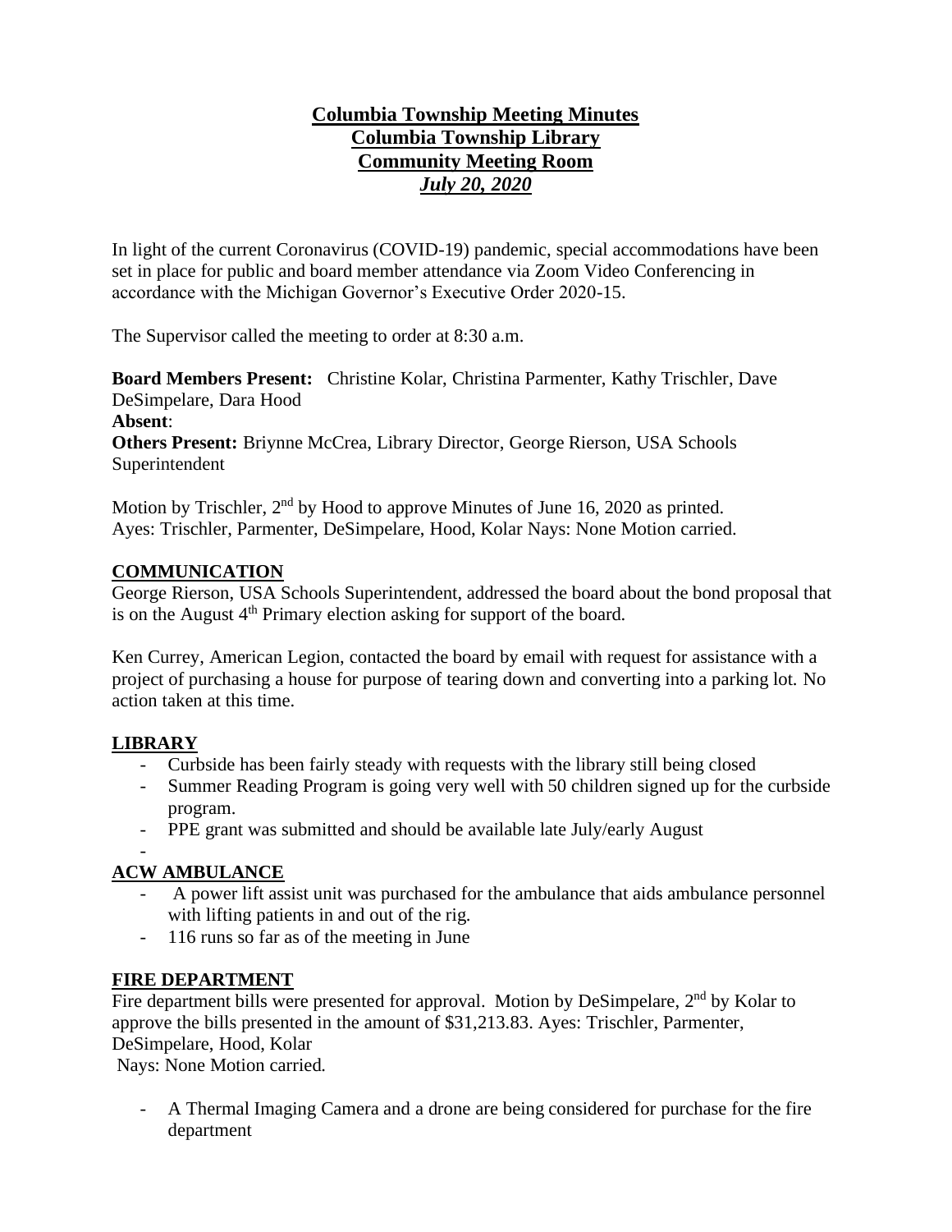# Columbia Township Meeting Minutes
## Columbia Township Library
## Community Meeting Room
## *July 20, 2020*

In light of the current Coronavirus (COVID-19) pandemic, special accommodations have been set in place for public and board member attendance via Zoom Video Conferencing in accordance with the Michigan Governor's Executive Order 2020-15.

The Supervisor called the meeting to order at 8:30 a.m.

**Board Members Present:** Christine Kolar, Christina Parmenter, Kathy Trischler, Dave DeSimpelare, Dara Hood
**Absent**:
**Others Present:** Briynne McCrea, Library Director, George Rierson, USA Schools Superintendent

Motion by Trischler, 2nd by Hood to approve Minutes of June 16, 2020 as printed.
Ayes: Trischler, Parmenter, DeSimpelare, Hood, Kolar Nays: None Motion carried.

### COMMUNICATION

George Rierson, USA Schools Superintendent, addressed the board about the bond proposal that is on the August 4th Primary election asking for support of the board.

Ken Currey, American Legion, contacted the board by email with request for assistance with a project of purchasing a house for purpose of tearing down and converting into a parking lot. No action taken at this time.

### LIBRARY

- Curbside has been fairly steady with requests with the library still being closed
- Summer Reading Program is going very well with 50 children signed up for the curbside program.
- PPE grant was submitted and should be available late July/early August
-

### ACW AMBULANCE

- A power lift assist unit was purchased for the ambulance that aids ambulance personnel with lifting patients in and out of the rig.
- 116 runs so far as of the meeting in June

### FIRE DEPARTMENT

Fire department bills were presented for approval. Motion by DeSimpelare, 2nd by Kolar to approve the bills presented in the amount of $31,213.83. Ayes: Trischler, Parmenter, DeSimpelare, Hood, Kolar
Nays: None Motion carried.

- A Thermal Imaging Camera and a drone are being considered for purchase for the fire department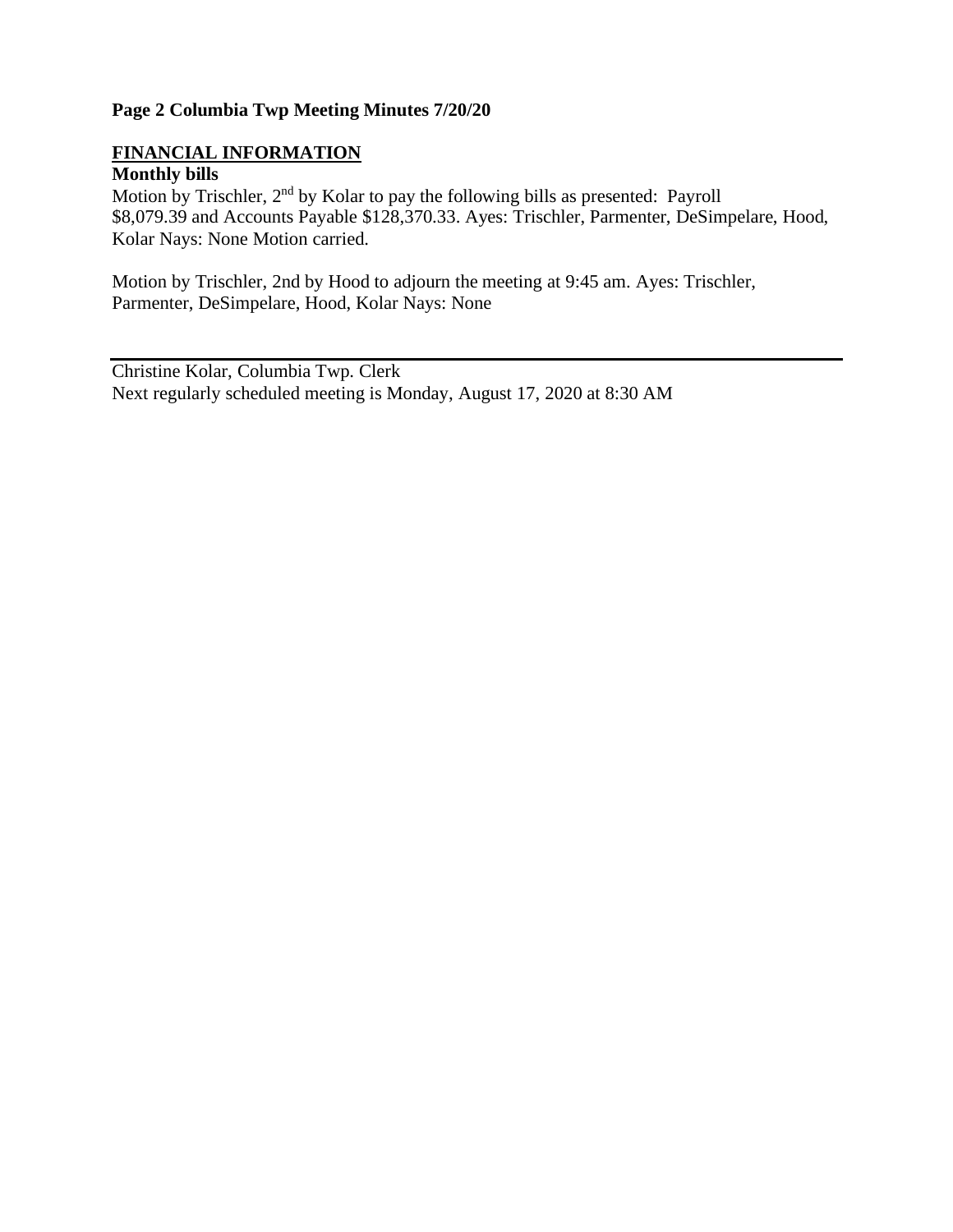**Page 2 Columbia Twp Meeting Minutes 7/20/20**

## FINANCIAL INFORMATION

**Monthly bills**

Motion by Trischler, 2nd by Kolar to pay the following bills as presented: Payroll $8,079.39 and Accounts Payable $128,370.33. Ayes: Trischler, Parmenter, DeSimpelare, Hood, Kolar Nays: None Motion carried.

Motion by Trischler, 2nd by Hood to adjourn the meeting at 9:45 am. Ayes: Trischler, Parmenter, DeSimpelare, Hood, Kolar Nays: None

---

Christine Kolar, Columbia Twp. Clerk
Next regularly scheduled meeting is Monday, August 17, 2020 at 8:30 AM